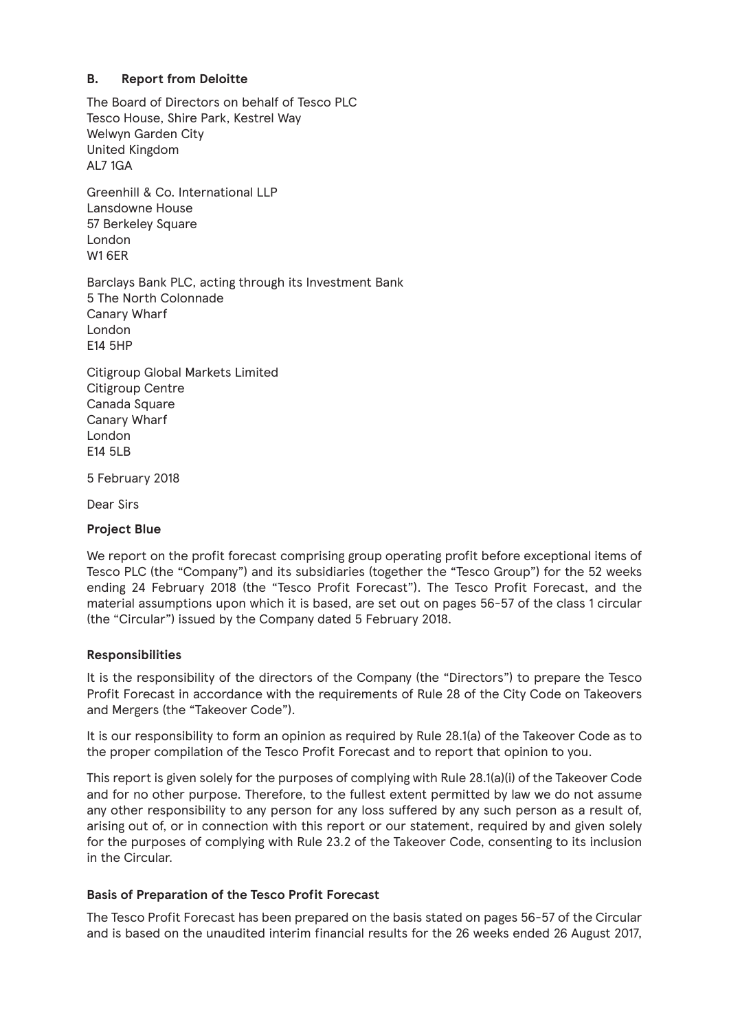## B. Report from Deloitte

The Board of Directors on behalf of Tesco PLC
Tesco House, Shire Park, Kestrel Way
Welwyn Garden City
United Kingdom
AL7 1GA

Greenhill & Co. International LLP
Lansdowne House
57 Berkeley Square
London
W1 6ER

Barclays Bank PLC, acting through its Investment Bank
5 The North Colonnade
Canary Wharf
London
E14 5HP

Citigroup Global Markets Limited
Citigroup Centre
Canada Square
Canary Wharf
London
E14 5LB

5 February 2018

Dear Sirs

**Project Blue**

We report on the profit forecast comprising group operating profit before exceptional items of Tesco PLC (the "Company") and its subsidiaries (together the "Tesco Group") for the 52 weeks ending 24 February 2018 (the "Tesco Profit Forecast"). The Tesco Profit Forecast, and the material assumptions upon which it is based, are set out on pages 56-57 of the class 1 circular (the "Circular") issued by the Company dated 5 February 2018.

**Responsibilities**

It is the responsibility of the directors of the Company (the "Directors") to prepare the Tesco Profit Forecast in accordance with the requirements of Rule 28 of the City Code on Takeovers and Mergers (the "Takeover Code").

It is our responsibility to form an opinion as required by Rule 28.1(a) of the Takeover Code as to the proper compilation of the Tesco Profit Forecast and to report that opinion to you.

This report is given solely for the purposes of complying with Rule 28.1(a)(i) of the Takeover Code and for no other purpose. Therefore, to the fullest extent permitted by law we do not assume any other responsibility to any person for any loss suffered by any such person as a result of, arising out of, or in connection with this report or our statement, required by and given solely for the purposes of complying with Rule 23.2 of the Takeover Code, consenting to its inclusion in the Circular.

**Basis of Preparation of the Tesco Profit Forecast**

The Tesco Profit Forecast has been prepared on the basis stated on pages 56-57 of the Circular and is based on the unaudited interim financial results for the 26 weeks ended 26 August 2017,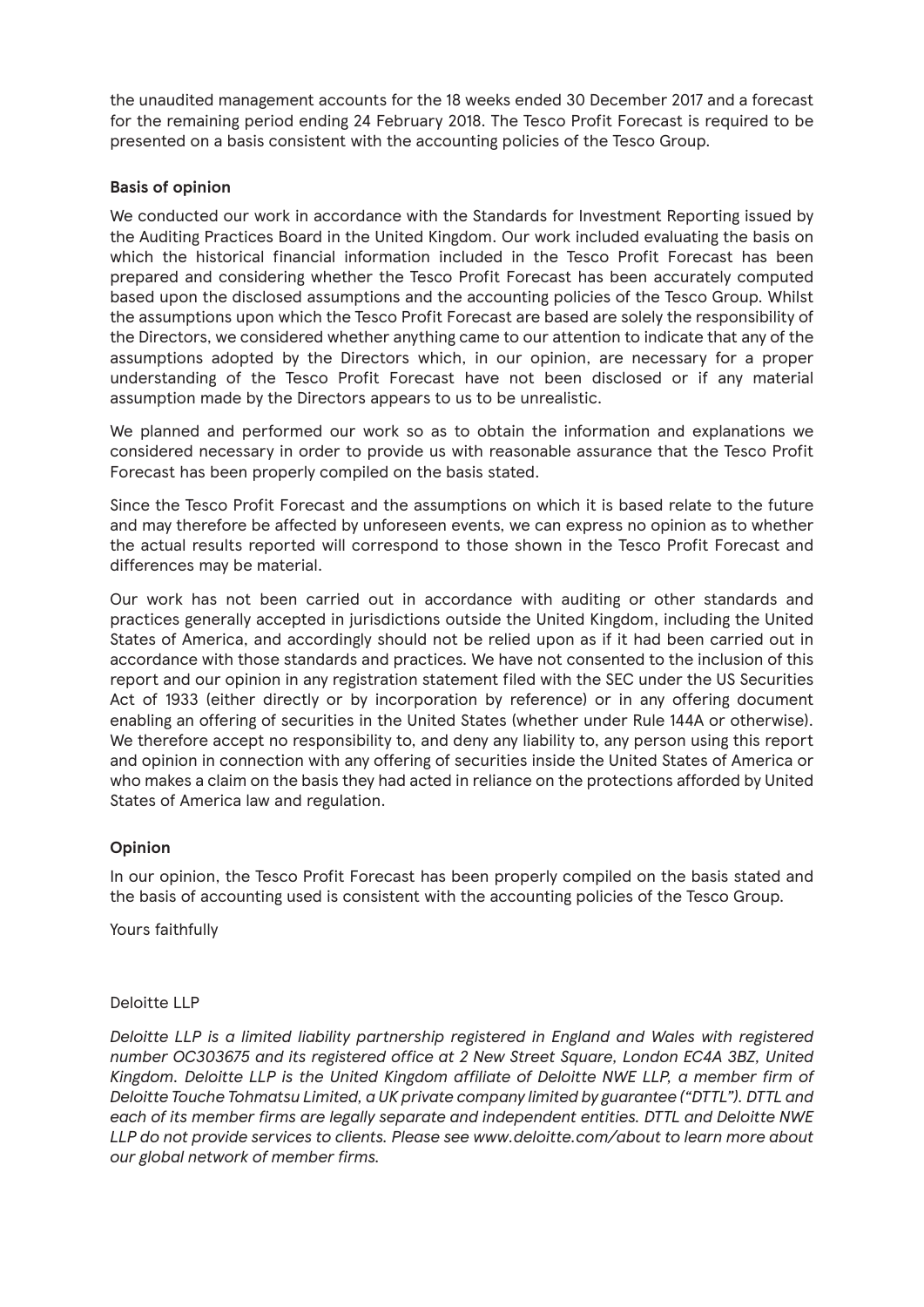the unaudited management accounts for the 18 weeks ended 30 December 2017 and a forecast for the remaining period ending 24 February 2018. The Tesco Profit Forecast is required to be presented on a basis consistent with the accounting policies of the Tesco Group.

**Basis of opinion**

We conducted our work in accordance with the Standards for Investment Reporting issued by the Auditing Practices Board in the United Kingdom. Our work included evaluating the basis on which the historical financial information included in the Tesco Profit Forecast has been prepared and considering whether the Tesco Profit Forecast has been accurately computed based upon the disclosed assumptions and the accounting policies of the Tesco Group. Whilst the assumptions upon which the Tesco Profit Forecast are based are solely the responsibility of the Directors, we considered whether anything came to our attention to indicate that any of the assumptions adopted by the Directors which, in our opinion, are necessary for a proper understanding of the Tesco Profit Forecast have not been disclosed or if any material assumption made by the Directors appears to us to be unrealistic.

We planned and performed our work so as to obtain the information and explanations we considered necessary in order to provide us with reasonable assurance that the Tesco Profit Forecast has been properly compiled on the basis stated.

Since the Tesco Profit Forecast and the assumptions on which it is based relate to the future and may therefore be affected by unforeseen events, we can express no opinion as to whether the actual results reported will correspond to those shown in the Tesco Profit Forecast and differences may be material.

Our work has not been carried out in accordance with auditing or other standards and practices generally accepted in jurisdictions outside the United Kingdom, including the United States of America, and accordingly should not be relied upon as if it had been carried out in accordance with those standards and practices. We have not consented to the inclusion of this report and our opinion in any registration statement filed with the SEC under the US Securities Act of 1933 (either directly or by incorporation by reference) or in any offering document enabling an offering of securities in the United States (whether under Rule 144A or otherwise). We therefore accept no responsibility to, and deny any liability to, any person using this report and opinion in connection with any offering of securities inside the United States of America or who makes a claim on the basis they had acted in reliance on the protections afforded by United States of America law and regulation.

**Opinion**

In our opinion, the Tesco Profit Forecast has been properly compiled on the basis stated and the basis of accounting used is consistent with the accounting policies of the Tesco Group.

Yours faithfully

Deloitte LLP

*Deloitte LLP is a limited liability partnership registered in England and Wales with registered number OC303675 and its registered office at 2 New Street Square, London EC4A 3BZ, United Kingdom. Deloitte LLP is the United Kingdom affiliate of Deloitte NWE LLP, a member firm of Deloitte Touche Tohmatsu Limited, a UK private company limited by guarantee ("DTTL"). DTTL and each of its member firms are legally separate and independent entities. DTTL and Deloitte NWE LLP do not provide services to clients. Please see www.deloitte.com/about to learn more about our global network of member firms.*